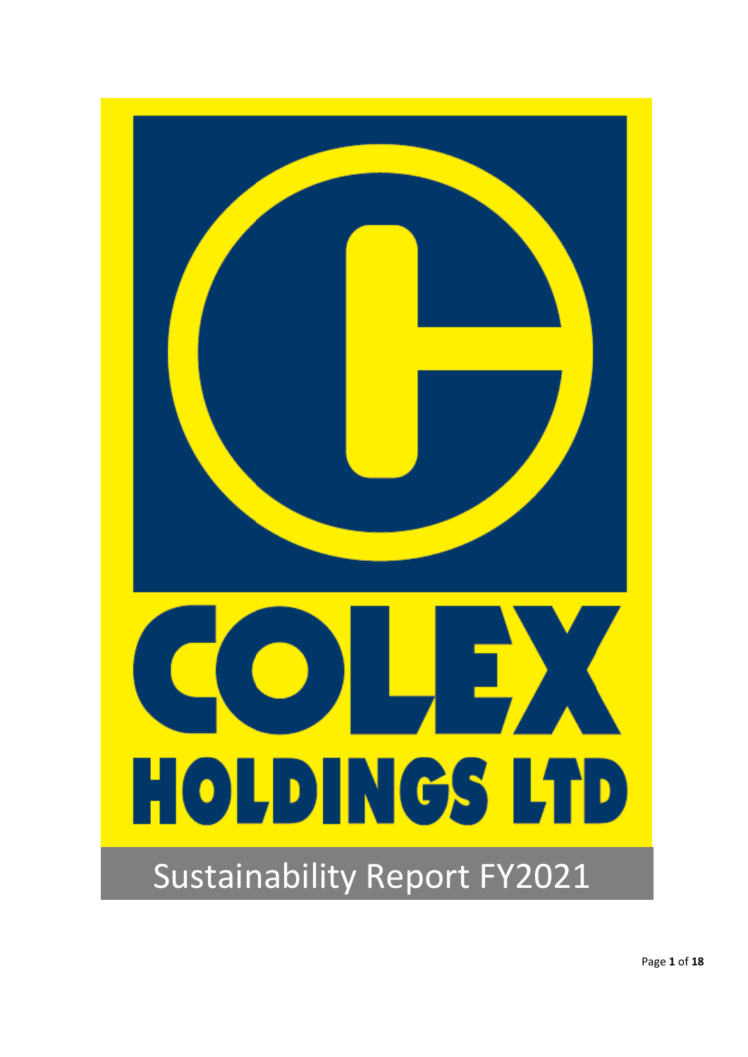# COLEX HOLDINGS LTD

## Sustainability Report FY2021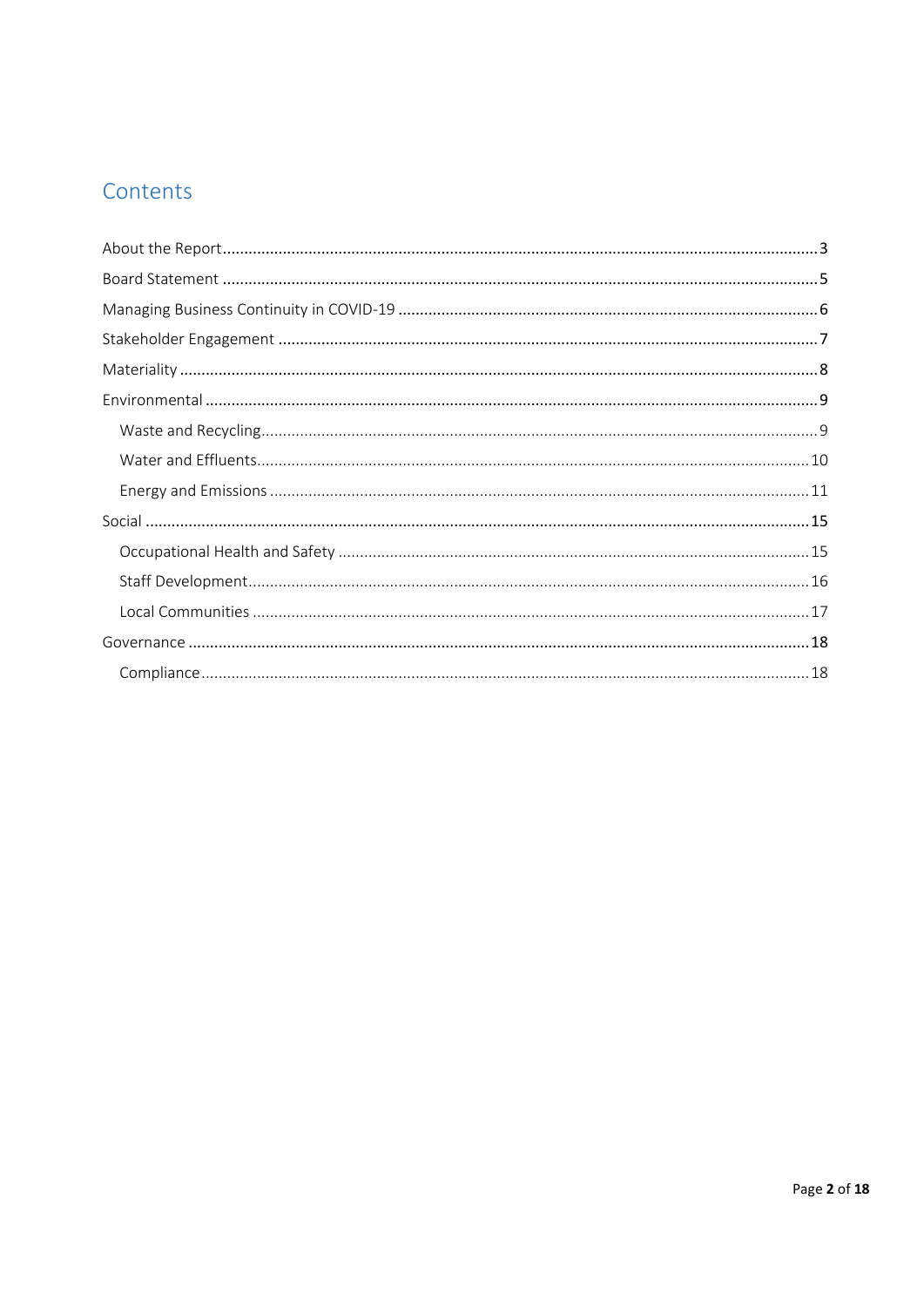# Contents

- About the Report ... 3
- Board Statement ... 5
- Managing Business Continuity in COVID-19 ... 6
- Stakeholder Engagement ... 7
- Materiality ... 8
- Environmental ... 9
  - Waste and Recycling ... 9
  - Water and Effluents ... 10
  - Energy and Emissions ... 11
- Social ... 15
  - Occupational Health and Safety ... 15
  - Staff Development ... 16
  - Local Communities ... 17
- Governance ... 18
  - Compliance ... 18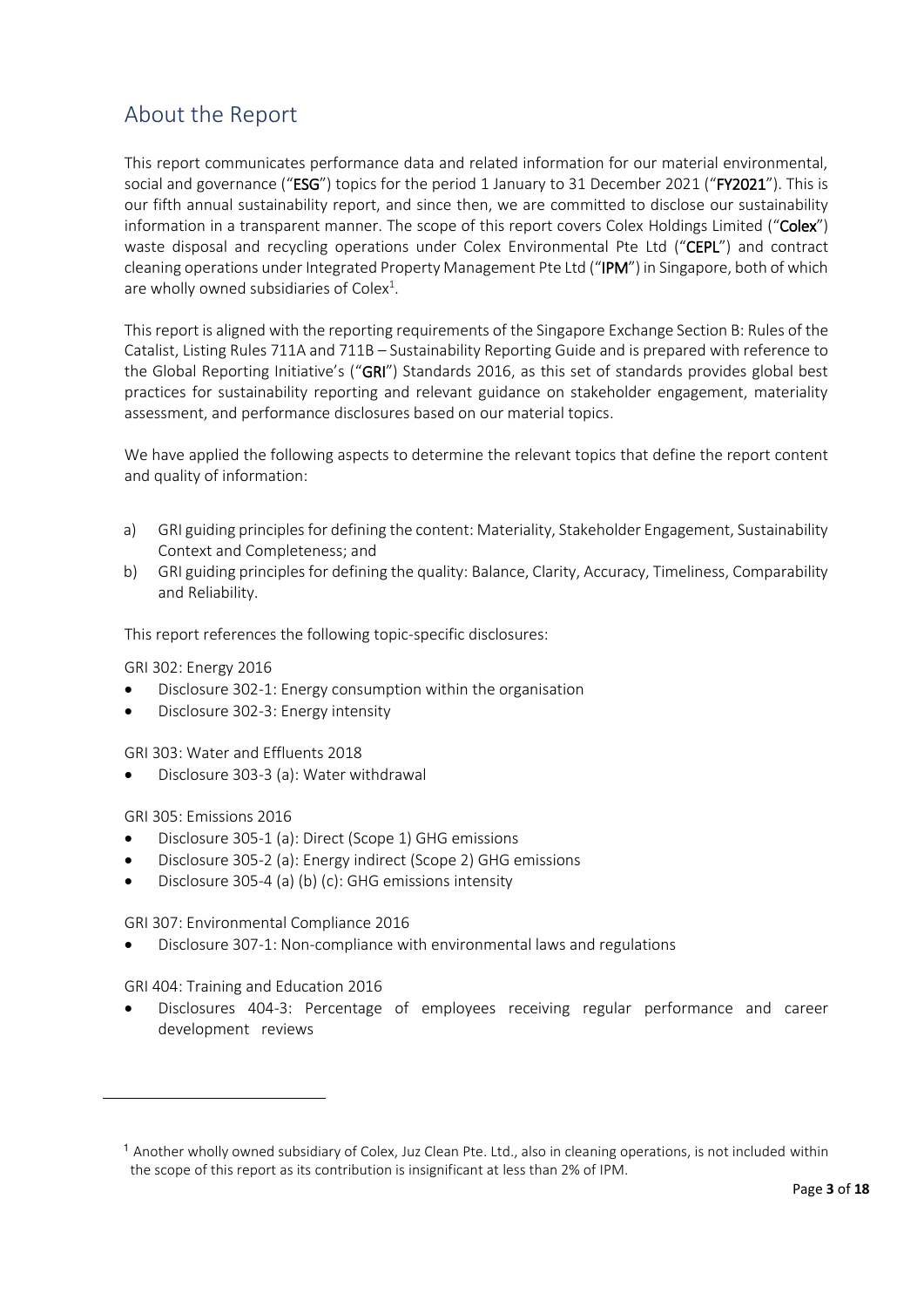## About the Report

This report communicates performance data and related information for our material environmental, social and governance ("**ESG**") topics for the period 1 January to 31 December 2021 ("**FY2021**"). This is our fifth annual sustainability report, and since then, we are committed to disclose our sustainability information in a transparent manner. The scope of this report covers Colex Holdings Limited ("**Colex**") waste disposal and recycling operations under Colex Environmental Pte Ltd ("**CEPL**") and contract cleaning operations under Integrated Property Management Pte Ltd ("**IPM**") in Singapore, both of which are wholly owned subsidiaries of Colex[1].

This report is aligned with the reporting requirements of the Singapore Exchange Section B: Rules of the Catalist, Listing Rules 711A and 711B – Sustainability Reporting Guide and is prepared with reference to the Global Reporting Initiative's ("**GRI**") Standards 2016, as this set of standards provides global best practices for sustainability reporting and relevant guidance on stakeholder engagement, materiality assessment, and performance disclosures based on our material topics.

We have applied the following aspects to determine the relevant topics that define the report content and quality of information:

a) GRI guiding principles for defining the content: Materiality, Stakeholder Engagement, Sustainability Context and Completeness; and
b) GRI guiding principles for defining the quality: Balance, Clarity, Accuracy, Timeliness, Comparability and Reliability.

This report references the following topic-specific disclosures:

GRI 302: Energy 2016

- Disclosure 302-1: Energy consumption within the organisation
- Disclosure 302-3: Energy intensity

GRI 303: Water and Effluents 2018

- Disclosure 303-3 (a): Water withdrawal

GRI 305: Emissions 2016

- Disclosure 305-1 (a): Direct (Scope 1) GHG emissions
- Disclosure 305-2 (a): Energy indirect (Scope 2) GHG emissions
- Disclosure 305-4 (a) (b) (c): GHG emissions intensity

GRI 307: Environmental Compliance 2016

- Disclosure 307-1: Non-compliance with environmental laws and regulations

GRI 404: Training and Education 2016

- Disclosures 404-3: Percentage of employees receiving regular performance and career development reviews

---

[1] Another wholly owned subsidiary of Colex, Juz Clean Pte. Ltd., also in cleaning operations, is not included within the scope of this report as its contribution is insignificant at less than 2% of IPM.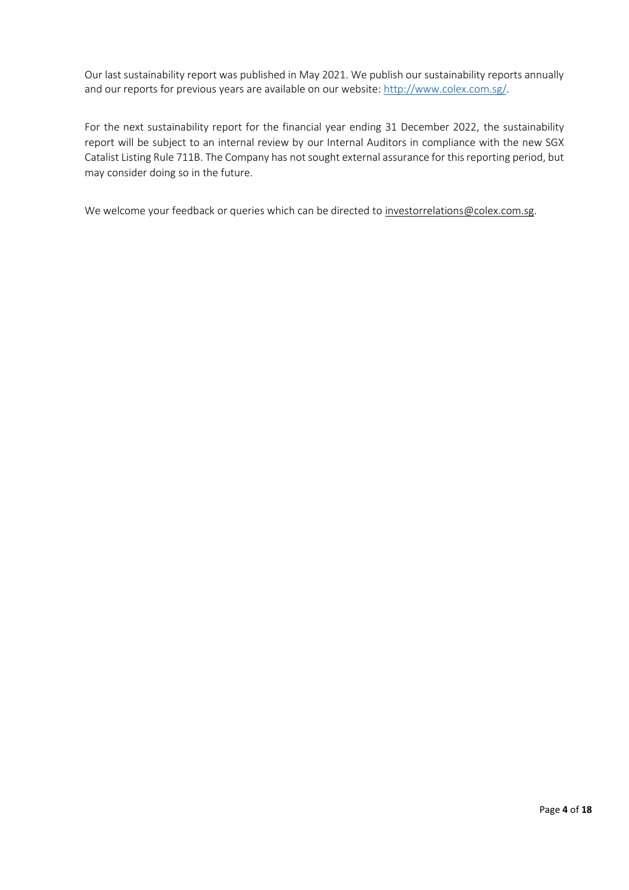Our last sustainability report was published in May 2021. We publish our sustainability reports annually and our reports for previous years are available on our website: [http://www.colex.com.sg/](http://www.colex.com.sg/).

For the next sustainability report for the financial year ending 31 December 2022, the sustainability report will be subject to an internal review by our Internal Auditors in compliance with the new SGX Catalist Listing Rule 711B. The Company has not sought external assurance for this reporting period, but may consider doing so in the future.

We welcome your feedback or queries which can be directed to investorrelations@colex.com.sg.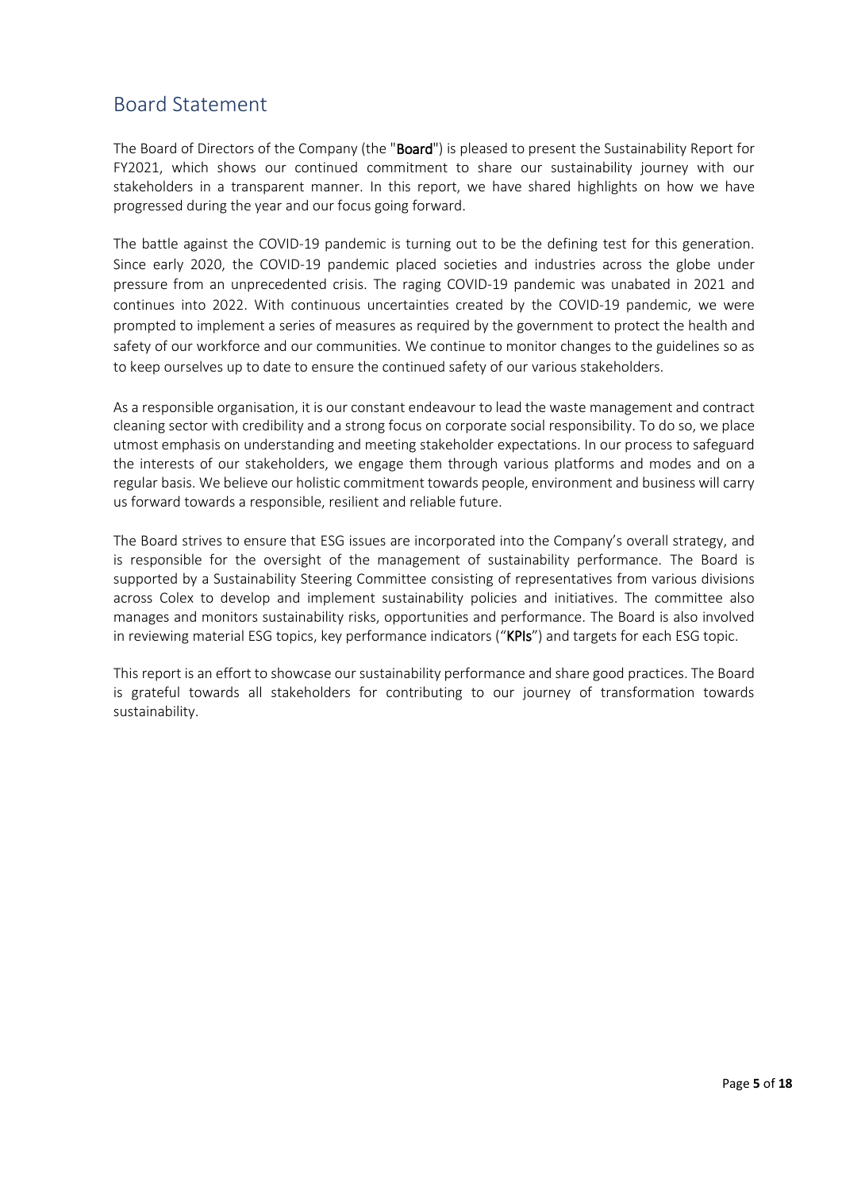## Board Statement

The Board of Directors of the Company (the "**Board**") is pleased to present the Sustainability Report for FY2021, which shows our continued commitment to share our sustainability journey with our stakeholders in a transparent manner. In this report, we have shared highlights on how we have progressed during the year and our focus going forward.

The battle against the COVID-19 pandemic is turning out to be the defining test for this generation. Since early 2020, the COVID-19 pandemic placed societies and industries across the globe under pressure from an unprecedented crisis. The raging COVID-19 pandemic was unabated in 2021 and continues into 2022. With continuous uncertainties created by the COVID-19 pandemic, we were prompted to implement a series of measures as required by the government to protect the health and safety of our workforce and our communities. We continue to monitor changes to the guidelines so as to keep ourselves up to date to ensure the continued safety of our various stakeholders.

As a responsible organisation, it is our constant endeavour to lead the waste management and contract cleaning sector with credibility and a strong focus on corporate social responsibility. To do so, we place utmost emphasis on understanding and meeting stakeholder expectations. In our process to safeguard the interests of our stakeholders, we engage them through various platforms and modes and on a regular basis. We believe our holistic commitment towards people, environment and business will carry us forward towards a responsible, resilient and reliable future.

The Board strives to ensure that ESG issues are incorporated into the Company's overall strategy, and is responsible for the oversight of the management of sustainability performance. The Board is supported by a Sustainability Steering Committee consisting of representatives from various divisions across Colex to develop and implement sustainability policies and initiatives. The committee also manages and monitors sustainability risks, opportunities and performance. The Board is also involved in reviewing material ESG topics, key performance indicators ("**KPIs**") and targets for each ESG topic.

This report is an effort to showcase our sustainability performance and share good practices. The Board is grateful towards all stakeholders for contributing to our journey of transformation towards sustainability.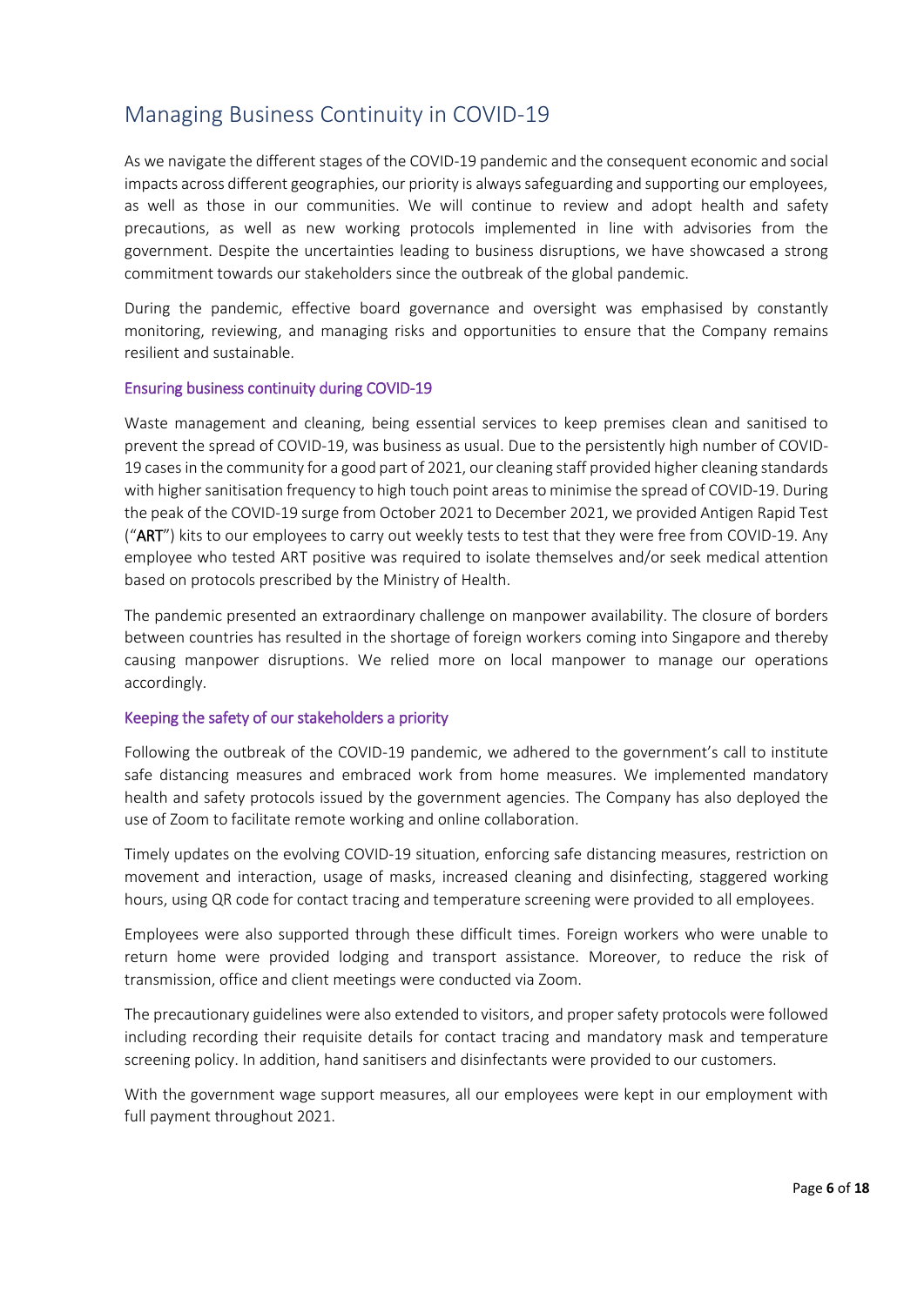## Managing Business Continuity in COVID-19

As we navigate the different stages of the COVID-19 pandemic and the consequent economic and social impacts across different geographies, our priority is always safeguarding and supporting our employees, as well as those in our communities. We will continue to review and adopt health and safety precautions, as well as new working protocols implemented in line with advisories from the government. Despite the uncertainties leading to business disruptions, we have showcased a strong commitment towards our stakeholders since the outbreak of the global pandemic.

During the pandemic, effective board governance and oversight was emphasised by constantly monitoring, reviewing, and managing risks and opportunities to ensure that the Company remains resilient and sustainable.

### Ensuring business continuity during COVID-19

Waste management and cleaning, being essential services to keep premises clean and sanitised to prevent the spread of COVID-19, was business as usual. Due to the persistently high number of COVID-19 cases in the community for a good part of 2021, our cleaning staff provided higher cleaning standards with higher sanitisation frequency to high touch point areas to minimise the spread of COVID-19. During the peak of the COVID-19 surge from October 2021 to December 2021, we provided Antigen Rapid Test ("**ART**") kits to our employees to carry out weekly tests to test that they were free from COVID-19. Any employee who tested ART positive was required to isolate themselves and/or seek medical attention based on protocols prescribed by the Ministry of Health.

The pandemic presented an extraordinary challenge on manpower availability. The closure of borders between countries has resulted in the shortage of foreign workers coming into Singapore and thereby causing manpower disruptions. We relied more on local manpower to manage our operations accordingly.

### Keeping the safety of our stakeholders a priority

Following the outbreak of the COVID-19 pandemic, we adhered to the government's call to institute safe distancing measures and embraced work from home measures. We implemented mandatory health and safety protocols issued by the government agencies. The Company has also deployed the use of Zoom to facilitate remote working and online collaboration.

Timely updates on the evolving COVID-19 situation, enforcing safe distancing measures, restriction on movement and interaction, usage of masks, increased cleaning and disinfecting, staggered working hours, using QR code for contact tracing and temperature screening were provided to all employees.

Employees were also supported through these difficult times. Foreign workers who were unable to return home were provided lodging and transport assistance. Moreover, to reduce the risk of transmission, office and client meetings were conducted via Zoom.

The precautionary guidelines were also extended to visitors, and proper safety protocols were followed including recording their requisite details for contact tracing and mandatory mask and temperature screening policy. In addition, hand sanitisers and disinfectants were provided to our customers.

With the government wage support measures, all our employees were kept in our employment with full payment throughout 2021.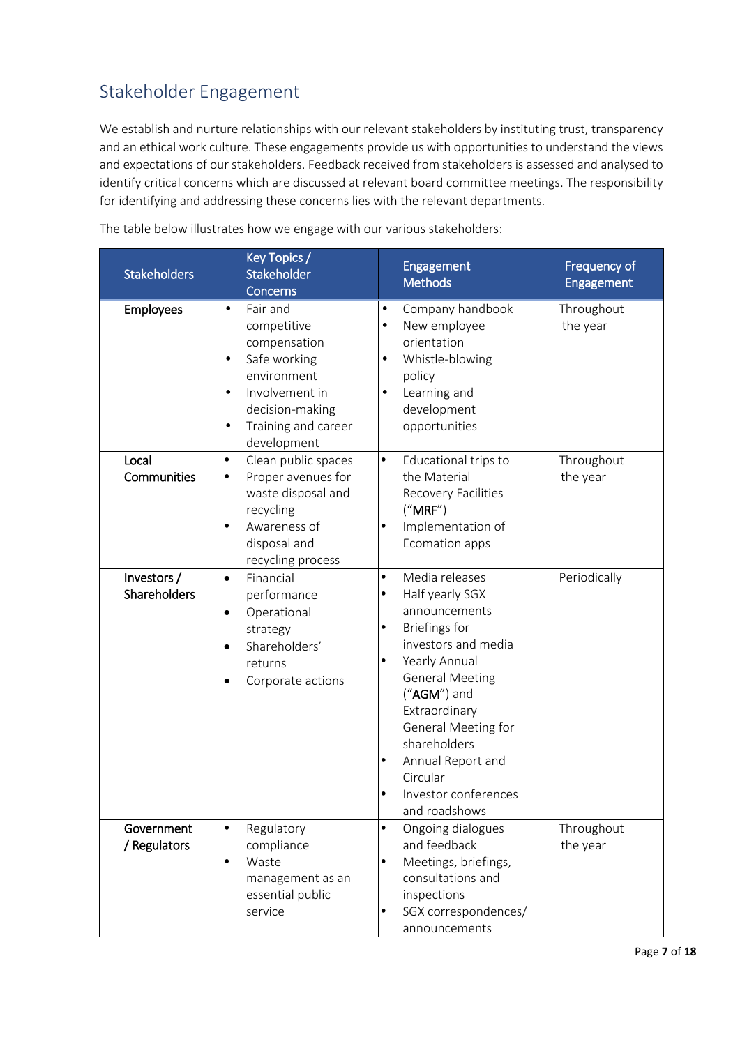## Stakeholder Engagement

We establish and nurture relationships with our relevant stakeholders by instituting trust, transparency and an ethical work culture. These engagements provide us with opportunities to understand the views and expectations of our stakeholders. Feedback received from stakeholders is assessed and analysed to identify critical concerns which are discussed at relevant board committee meetings. The responsibility for identifying and addressing these concerns lies with the relevant departments.

The table below illustrates how we engage with our various stakeholders:

| Stakeholders | Key Topics / Stakeholder Concerns | Engagement Methods | Frequency of Engagement |
|---|---|---|---|
| Employees | • Fair and competitive compensation<br>• Safe working environment<br>• Involvement in decision-making<br>• Training and career development | • Company handbook<br>• New employee orientation<br>• Whistle-blowing policy<br>• Learning and development opportunities | Throughout the year |
| Local Communities | • Clean public spaces<br>• Proper avenues for waste disposal and recycling<br>• Awareness of disposal and recycling process | • Educational trips to the Material Recovery Facilities ("**MRF**")<br>• Implementation of Ecomation apps | Throughout the year |
| Investors / Shareholders | • Financial performance<br>• Operational strategy<br>• Shareholders' returns<br>• Corporate actions | • Media releases<br>• Half yearly SGX announcements<br>• Briefings for investors and media<br>• Yearly Annual General Meeting ("**AGM**") and Extraordinary General Meeting for shareholders<br>• Annual Report and Circular<br>• Investor conferences and roadshows | Periodically |
| Government / Regulators | • Regulatory compliance<br>• Waste management as an essential public service | • Ongoing dialogues and feedback<br>• Meetings, briefings, consultations and inspections<br>• SGX correspondences/ announcements | Throughout the year |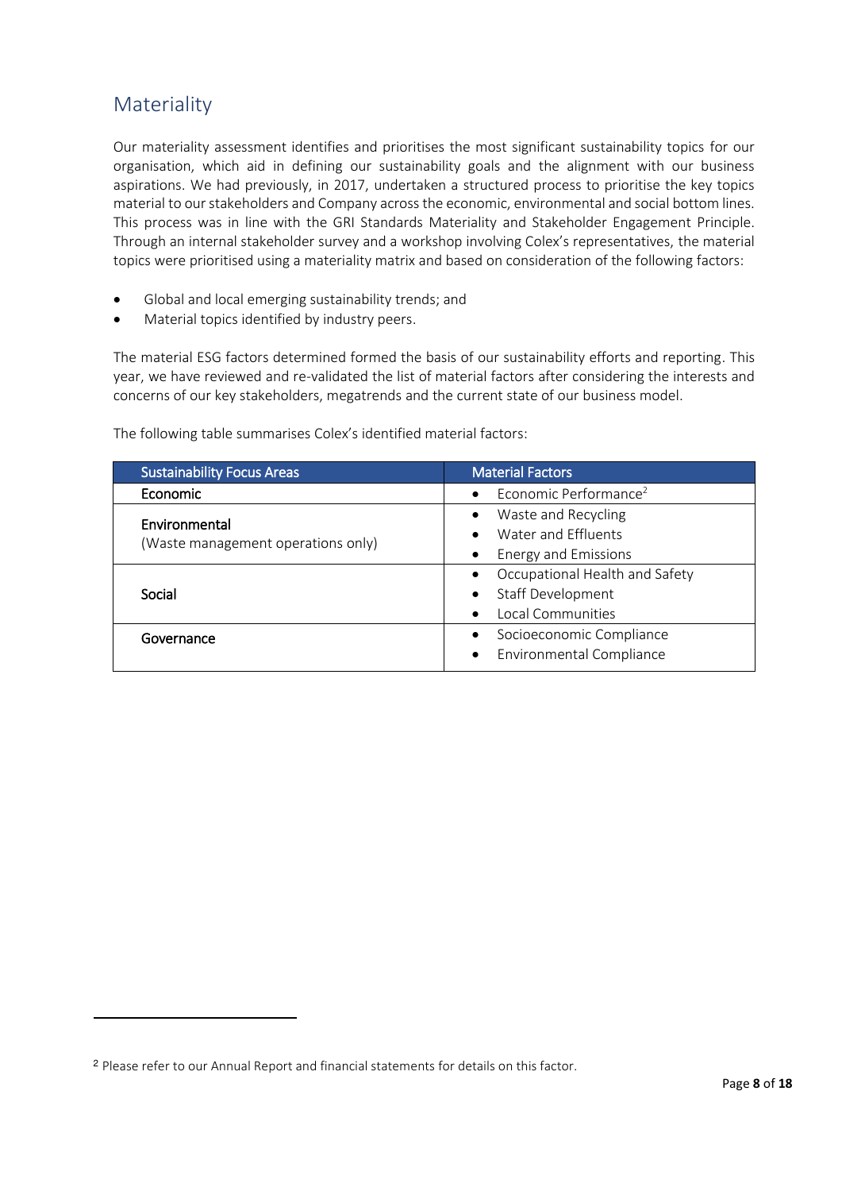## Materiality

Our materiality assessment identifies and prioritises the most significant sustainability topics for our organisation, which aid in defining our sustainability goals and the alignment with our business aspirations. We had previously, in 2017, undertaken a structured process to prioritise the key topics material to our stakeholders and Company across the economic, environmental and social bottom lines. This process was in line with the GRI Standards Materiality and Stakeholder Engagement Principle. Through an internal stakeholder survey and a workshop involving Colex's representatives, the material topics were prioritised using a materiality matrix and based on consideration of the following factors:

- Global and local emerging sustainability trends; and
- Material topics identified by industry peers.

The material ESG factors determined formed the basis of our sustainability efforts and reporting. This year, we have reviewed and re-validated the list of material factors after considering the interests and concerns of our key stakeholders, megatrends and the current state of our business model.

The following table summarises Colex's identified material factors:

| Sustainability Focus Areas | Material Factors |
|---|---|
| Economic | • Economic Performance[2] |
| Environmental<br>(Waste management operations only) | • Waste and Recycling<br>• Water and Effluents<br>• Energy and Emissions |
| Social | • Occupational Health and Safety<br>• Staff Development<br>• Local Communities |
| Governance | • Socioeconomic Compliance<br>• Environmental Compliance |

[2] Please refer to our Annual Report and financial statements for details on this factor.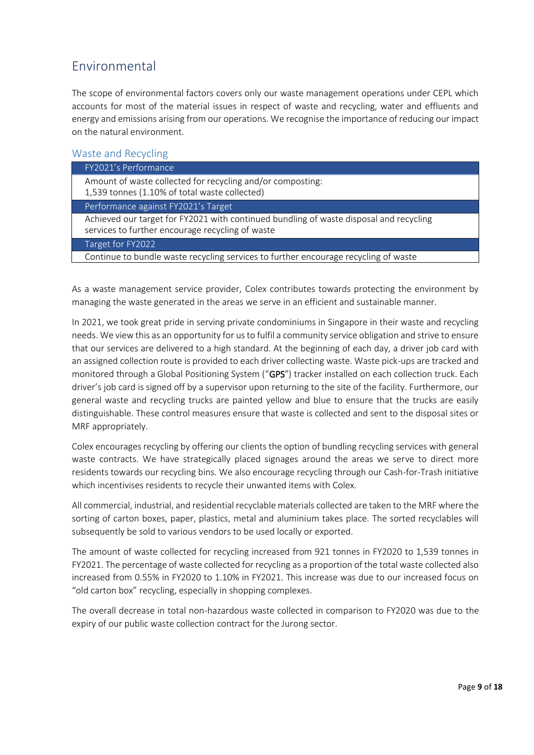# Environmental

The scope of environmental factors covers only our waste management operations under CEPL which accounts for most of the material issues in respect of waste and recycling, water and effluents and energy and emissions arising from our operations. We recognise the importance of reducing our impact on the natural environment.

## Waste and Recycling

| FY2021's Performance |
|---|
| Amount of waste collected for recycling and/or composting:<br>1,539 tonnes (1.10% of total waste collected) |
| **Performance against FY2021's Target** |
| Achieved our target for FY2021 with continued bundling of waste disposal and recycling services to further encourage recycling of waste |
| **Target for FY2022** |
| Continue to bundle waste recycling services to further encourage recycling of waste |

As a waste management service provider, Colex contributes towards protecting the environment by managing the waste generated in the areas we serve in an efficient and sustainable manner.

In 2021, we took great pride in serving private condominiums in Singapore in their waste and recycling needs. We view this as an opportunity for us to fulfil a community service obligation and strive to ensure that our services are delivered to a high standard. At the beginning of each day, a driver job card with an assigned collection route is provided to each driver collecting waste. Waste pick-ups are tracked and monitored through a Global Positioning System ("**GPS**") tracker installed on each collection truck. Each driver's job card is signed off by a supervisor upon returning to the site of the facility. Furthermore, our general waste and recycling trucks are painted yellow and blue to ensure that the trucks are easily distinguishable. These control measures ensure that waste is collected and sent to the disposal sites or MRF appropriately.

Colex encourages recycling by offering our clients the option of bundling recycling services with general waste contracts. We have strategically placed signages around the areas we serve to direct more residents towards our recycling bins. We also encourage recycling through our Cash-for-Trash initiative which incentivises residents to recycle their unwanted items with Colex.

All commercial, industrial, and residential recyclable materials collected are taken to the MRF where the sorting of carton boxes, paper, plastics, metal and aluminium takes place. The sorted recyclables will subsequently be sold to various vendors to be used locally or exported.

The amount of waste collected for recycling increased from 921 tonnes in FY2020 to 1,539 tonnes in FY2021. The percentage of waste collected for recycling as a proportion of the total waste collected also increased from 0.55% in FY2020 to 1.10% in FY2021. This increase was due to our increased focus on "old carton box" recycling, especially in shopping complexes.

The overall decrease in total non-hazardous waste collected in comparison to FY2020 was due to the expiry of our public waste collection contract for the Jurong sector.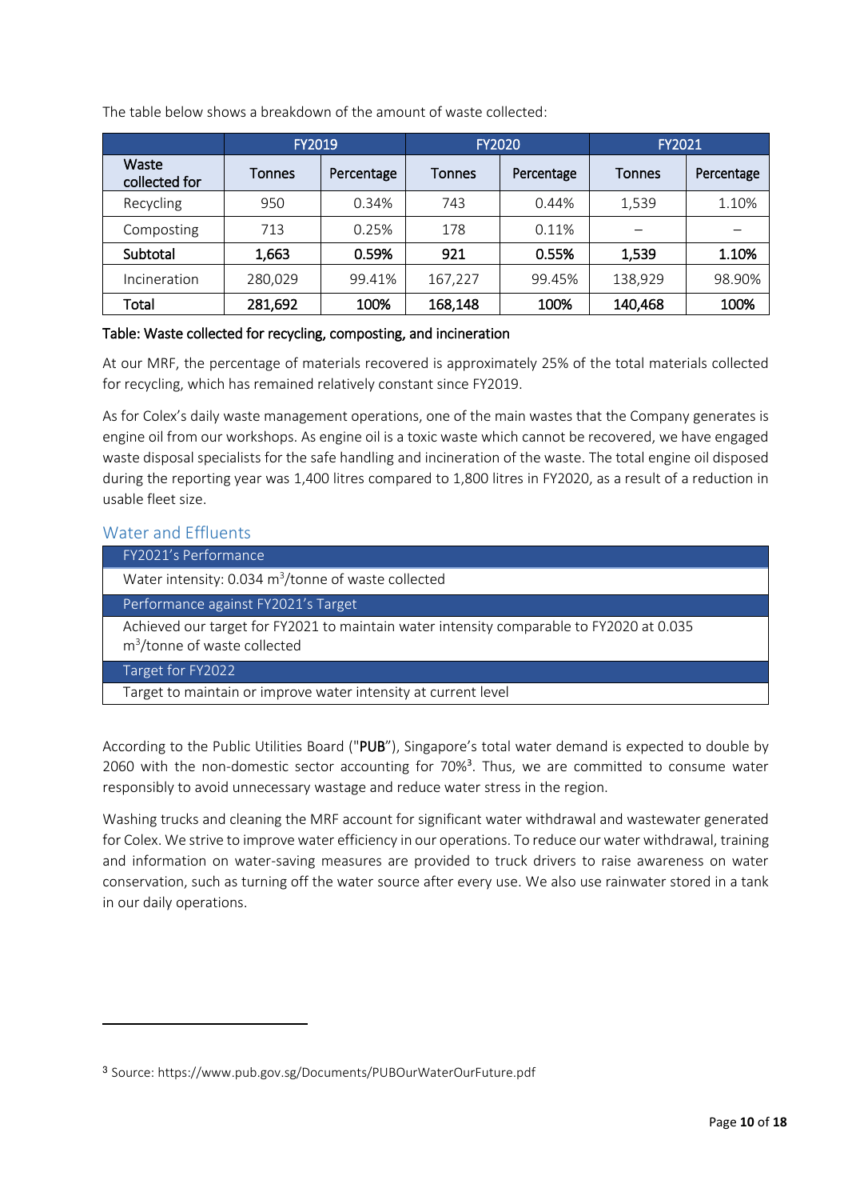The table below shows a breakdown of the amount of waste collected:

| | FY2019 | | FY2020 | | FY2021 | |
|---|---|---|---|---|---|---|
| Waste collected for | Tonnes | Percentage | Tonnes | Percentage | Tonnes | Percentage |
| Recycling | 950 | 0.34% | 743 | 0.44% | 1,539 | 1.10% |
| Composting | 713 | 0.25% | 178 | 0.11% | – | – |
| **Subtotal** | **1,663** | **0.59%** | **921** | **0.55%** | **1,539** | **1.10%** |
| Incineration | 280,029 | 99.41% | 167,227 | 99.45% | 138,929 | 98.90% |
| **Total** | **281,692** | **100%** | **168,148** | **100%** | **140,468** | **100%** |

Table: Waste collected for recycling, composting, and incineration

At our MRF, the percentage of materials recovered is approximately 25% of the total materials collected for recycling, which has remained relatively constant since FY2019.

As for Colex's daily waste management operations, one of the main wastes that the Company generates is engine oil from our workshops. As engine oil is a toxic waste which cannot be recovered, we have engaged waste disposal specialists for the safe handling and incineration of the waste. The total engine oil disposed during the reporting year was 1,400 litres compared to 1,800 litres in FY2020, as a result of a reduction in usable fleet size.

## Water and Effluents

| FY2021's Performance |
|---|
| Water intensity: 0.034 $m^3$/tonne of waste collected |
| **Performance against FY2021's Target** |
| Achieved our target for FY2021 to maintain water intensity comparable to FY2020 at 0.035 $m^3$/tonne of waste collected |
| **Target for FY2022** |
| Target to maintain or improve water intensity at current level |

According to the Public Utilities Board ("**PUB**"), Singapore's total water demand is expected to double by 2060 with the non-domestic sector accounting for 70%[3]. Thus, we are committed to consume water responsibly to avoid unnecessary wastage and reduce water stress in the region.

Washing trucks and cleaning the MRF account for significant water withdrawal and wastewater generated for Colex. We strive to improve water efficiency in our operations. To reduce our water withdrawal, training and information on water-saving measures are provided to truck drivers to raise awareness on water conservation, such as turning off the water source after every use. We also use rainwater stored in a tank in our daily operations.

[3] Source: https://www.pub.gov.sg/Documents/PUBOurWaterOurFuture.pdf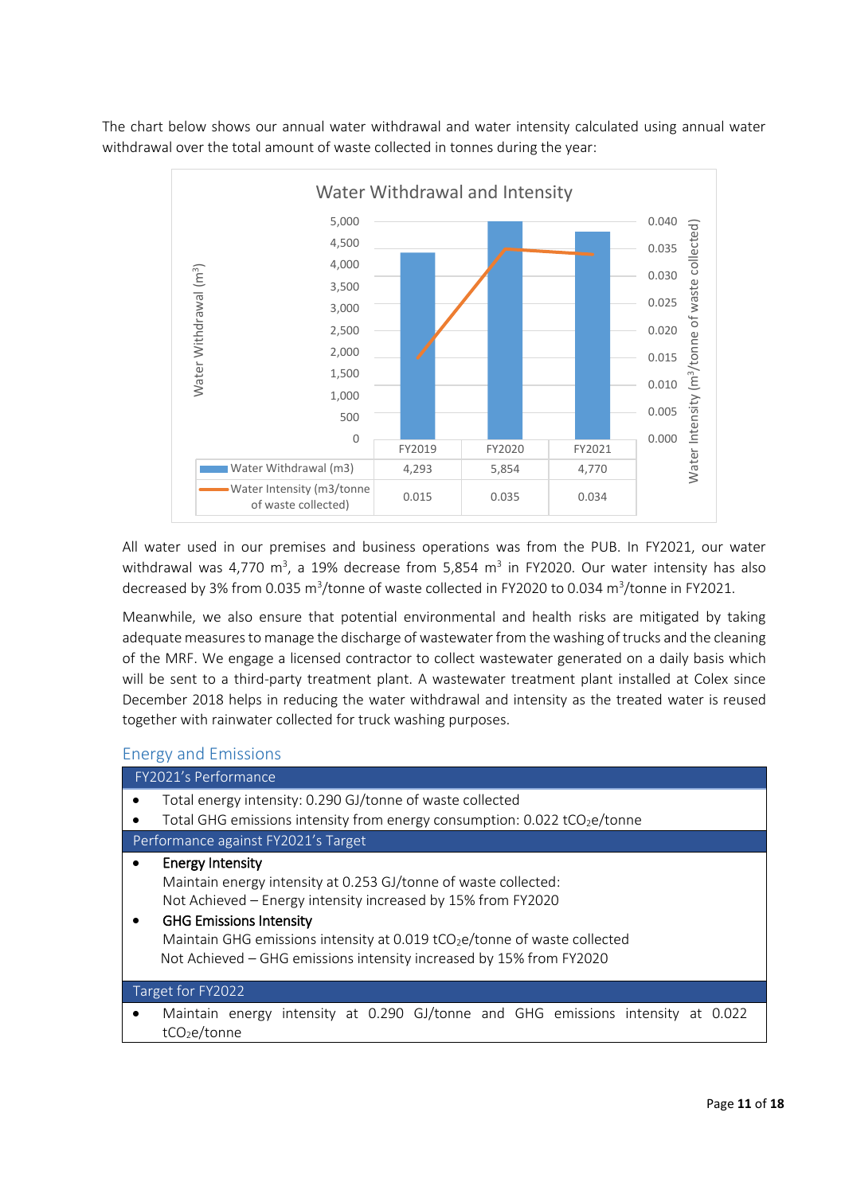The chart below shows our annual water withdrawal and water intensity calculated using annual water withdrawal over the total amount of waste collected in tonnes during the year:

**Water Withdrawal and Intensity**

| | FY2019 | FY2020 | FY2021 |
|---|---|---|---|
| Water Withdrawal (m3) | 4,293 | 5,854 | 4,770 |
| Water Intensity (m3/tonne of waste collected) | 0.015 | 0.035 | 0.034 |

All water used in our premises and business operations was from the PUB. In FY2021, our water withdrawal was 4,770 $m^3$, a 19% decrease from 5,854 $m^3$ in FY2020. Our water intensity has also decreased by 3% from 0.035 $m^3$/tonne of waste collected in FY2020 to 0.034 $m^3$/tonne in FY2021.

Meanwhile, we also ensure that potential environmental and health risks are mitigated by taking adequate measures to manage the discharge of wastewater from the washing of trucks and the cleaning of the MRF. We engage a licensed contractor to collect wastewater generated on a daily basis which will be sent to a third-party treatment plant. A wastewater treatment plant installed at Colex since December 2018 helps in reducing the water withdrawal and intensity as the treated water is reused together with rainwater collected for truck washing purposes.

## Energy and Emissions

**FY2021's Performance**

- Total energy intensity: 0.290 GJ/tonne of waste collected
- Total GHG emissions intensity from energy consumption: 0.022 $tCO_2e$/tonne

**Performance against FY2021's Target**

- **Energy Intensity**
  Maintain energy intensity at 0.253 GJ/tonne of waste collected:
  Not Achieved – Energy intensity increased by 15% from FY2020
- **GHG Emissions Intensity**
  Maintain GHG emissions intensity at 0.019 $tCO_2e$/tonne of waste collected
  Not Achieved – GHG emissions intensity increased by 15% from FY2020

**Target for FY2022**

- Maintain energy intensity at 0.290 GJ/tonne and GHG emissions intensity at 0.022 $tCO_2e$/tonne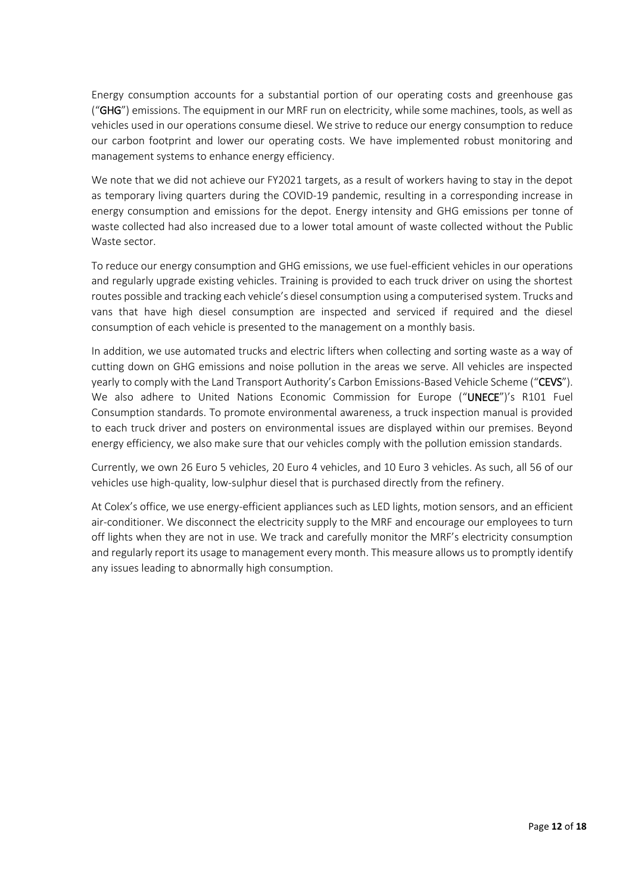Energy consumption accounts for a substantial portion of our operating costs and greenhouse gas ("**GHG**") emissions. The equipment in our MRF run on electricity, while some machines, tools, as well as vehicles used in our operations consume diesel. We strive to reduce our energy consumption to reduce our carbon footprint and lower our operating costs. We have implemented robust monitoring and management systems to enhance energy efficiency.

We note that we did not achieve our FY2021 targets, as a result of workers having to stay in the depot as temporary living quarters during the COVID-19 pandemic, resulting in a corresponding increase in energy consumption and emissions for the depot. Energy intensity and GHG emissions per tonne of waste collected had also increased due to a lower total amount of waste collected without the Public Waste sector.

To reduce our energy consumption and GHG emissions, we use fuel-efficient vehicles in our operations and regularly upgrade existing vehicles. Training is provided to each truck driver on using the shortest routes possible and tracking each vehicle's diesel consumption using a computerised system. Trucks and vans that have high diesel consumption are inspected and serviced if required and the diesel consumption of each vehicle is presented to the management on a monthly basis.

In addition, we use automated trucks and electric lifters when collecting and sorting waste as a way of cutting down on GHG emissions and noise pollution in the areas we serve. All vehicles are inspected yearly to comply with the Land Transport Authority's Carbon Emissions-Based Vehicle Scheme ("**CEVS**"). We also adhere to United Nations Economic Commission for Europe ("**UNECE**")'s R101 Fuel Consumption standards. To promote environmental awareness, a truck inspection manual is provided to each truck driver and posters on environmental issues are displayed within our premises. Beyond energy efficiency, we also make sure that our vehicles comply with the pollution emission standards.

Currently, we own 26 Euro 5 vehicles, 20 Euro 4 vehicles, and 10 Euro 3 vehicles. As such, all 56 of our vehicles use high-quality, low-sulphur diesel that is purchased directly from the refinery.

At Colex's office, we use energy-efficient appliances such as LED lights, motion sensors, and an efficient air-conditioner. We disconnect the electricity supply to the MRF and encourage our employees to turn off lights when they are not in use. We track and carefully monitor the MRF's electricity consumption and regularly report its usage to management every month. This measure allows us to promptly identify any issues leading to abnormally high consumption.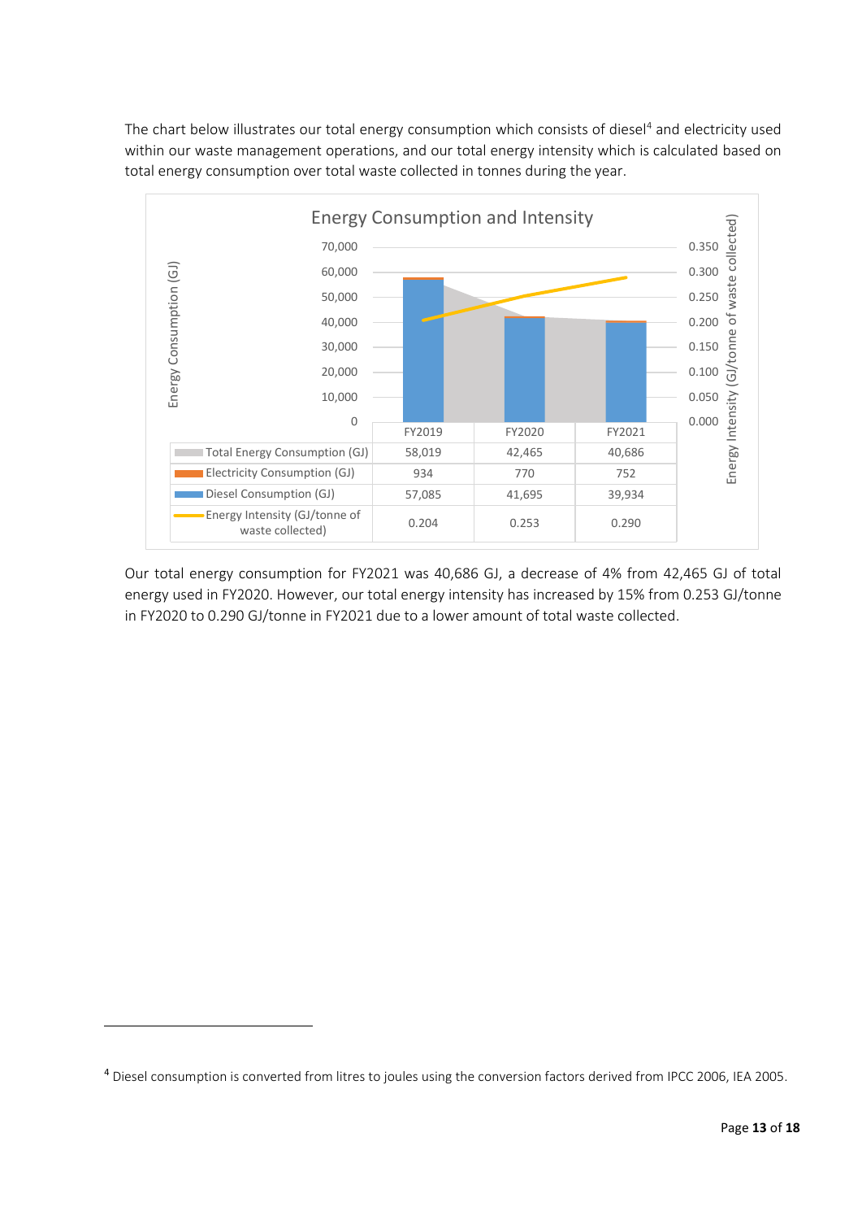The chart below illustrates our total energy consumption which consists of diesel[4] and electricity used within our waste management operations, and our total energy intensity which is calculated based on total energy consumption over total waste collected in tonnes during the year.

**Energy Consumption and Intensity**

| | FY2019 | FY2020 | FY2021 |
|---|---|---|---|
| Total Energy Consumption (GJ) | 58,019 | 42,465 | 40,686 |
| Electricity Consumption (GJ) | 934 | 770 | 752 |
| Diesel Consumption (GJ) | 57,085 | 41,695 | 39,934 |
| Energy Intensity (GJ/tonne of waste collected) | 0.204 | 0.253 | 0.290 |

Our total energy consumption for FY2021 was 40,686 GJ, a decrease of 4% from 42,465 GJ of total energy used in FY2020. However, our total energy intensity has increased by 15% from 0.253 GJ/tonne in FY2020 to 0.290 GJ/tonne in FY2021 due to a lower amount of total waste collected.

[4] Diesel consumption is converted from litres to joules using the conversion factors derived from IPCC 2006, IEA 2005.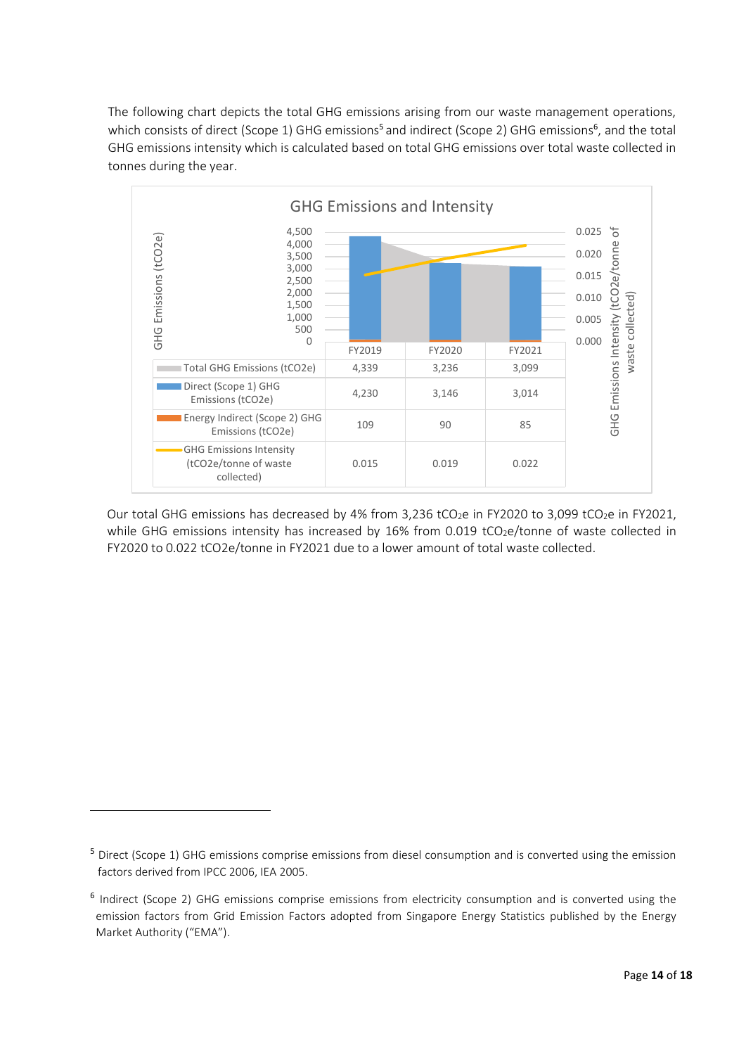The following chart depicts the total GHG emissions arising from our waste management operations, which consists of direct (Scope 1) GHG emissions[5] and indirect (Scope 2) GHG emissions[6], and the total GHG emissions intensity which is calculated based on total GHG emissions over total waste collected in tonnes during the year.

**GHG Emissions and Intensity**

| | FY2019 | FY2020 | FY2021 |
|---|---|---|---|
| Total GHG Emissions ($tCO_2e$) | 4,339 | 3,236 | 3,099 |
| Direct (Scope 1) GHG Emissions ($tCO_2e$) | 4,230 | 3,146 | 3,014 |
| Energy Indirect (Scope 2) GHG Emissions ($tCO_2e$) | 109 | 90 | 85 |
| GHG Emissions Intensity ($tCO_2e$/tonne of waste collected) | 0.015 | 0.019 | 0.022 |

Our total GHG emissions has decreased by 4% from 3,236 $tCO_2e$ in FY2020 to 3,099 $tCO_2e$ in FY2021, while GHG emissions intensity has increased by 16% from 0.019 $tCO_2e$/tonne of waste collected in FY2020 to 0.022 $tCO_2e$/tonne in FY2021 due to a lower amount of total waste collected.

[5] Direct (Scope 1) GHG emissions comprise emissions from diesel consumption and is converted using the emission factors derived from IPCC 2006, IEA 2005.

[6] Indirect (Scope 2) GHG emissions comprise emissions from electricity consumption and is converted using the emission factors from Grid Emission Factors adopted from Singapore Energy Statistics published by the Energy Market Authority ("EMA").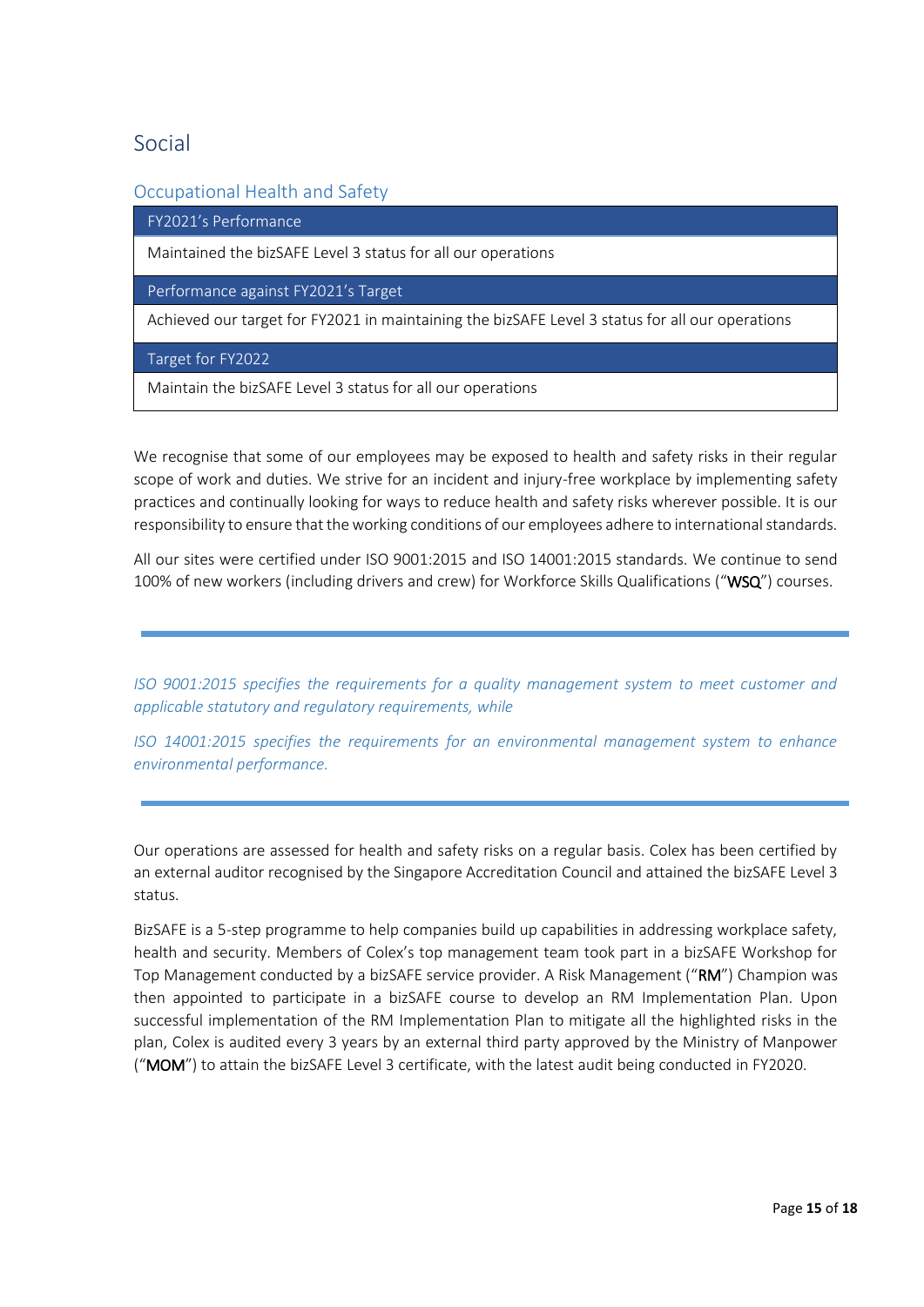## Social

### Occupational Health and Safety

| FY2021's Performance |
|---|
| Maintained the bizSAFE Level 3 status for all our operations |
| **Performance against FY2021's Target** |
| Achieved our target for FY2021 in maintaining the bizSAFE Level 3 status for all our operations |
| **Target for FY2022** |
| Maintain the bizSAFE Level 3 status for all our operations |

We recognise that some of our employees may be exposed to health and safety risks in their regular scope of work and duties. We strive for an incident and injury-free workplace by implementing safety practices and continually looking for ways to reduce health and safety risks wherever possible. It is our responsibility to ensure that the working conditions of our employees adhere to international standards.

All our sites were certified under ISO 9001:2015 and ISO 14001:2015 standards. We continue to send 100% of new workers (including drivers and crew) for Workforce Skills Qualifications ("**WSQ**") courses.

---

*ISO 9001:2015 specifies the requirements for a quality management system to meet customer and applicable statutory and regulatory requirements, while*

*ISO 14001:2015 specifies the requirements for an environmental management system to enhance environmental performance.*

---

Our operations are assessed for health and safety risks on a regular basis. Colex has been certified by an external auditor recognised by the Singapore Accreditation Council and attained the bizSAFE Level 3 status.

BizSAFE is a 5-step programme to help companies build up capabilities in addressing workplace safety, health and security. Members of Colex's top management team took part in a bizSAFE Workshop for Top Management conducted by a bizSAFE service provider. A Risk Management ("**RM**") Champion was then appointed to participate in a bizSAFE course to develop an RM Implementation Plan. Upon successful implementation of the RM Implementation Plan to mitigate all the highlighted risks in the plan, Colex is audited every 3 years by an external third party approved by the Ministry of Manpower ("**MOM**") to attain the bizSAFE Level 3 certificate, with the latest audit being conducted in FY2020.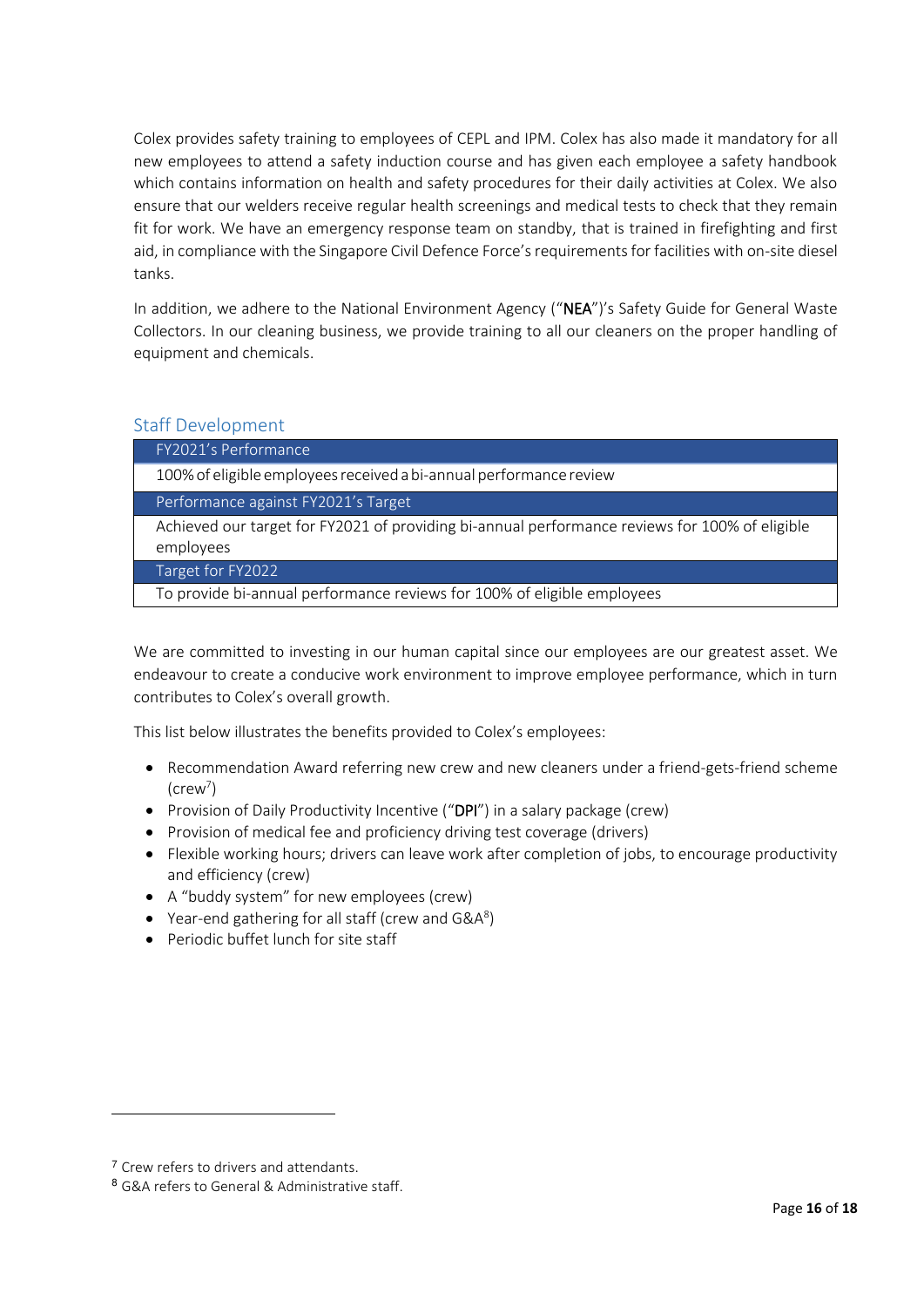Colex provides safety training to employees of CEPL and IPM. Colex has also made it mandatory for all new employees to attend a safety induction course and has given each employee a safety handbook which contains information on health and safety procedures for their daily activities at Colex. We also ensure that our welders receive regular health screenings and medical tests to check that they remain fit for work. We have an emergency response team on standby, that is trained in firefighting and first aid, in compliance with the Singapore Civil Defence Force's requirements for facilities with on-site diesel tanks.

In addition, we adhere to the National Environment Agency ("**NEA**")'s Safety Guide for General Waste Collectors. In our cleaning business, we provide training to all our cleaners on the proper handling of equipment and chemicals.

## Staff Development

| FY2021's Performance |
| --- |
| 100% of eligible employees received a bi-annual performance review |
| **Performance against FY2021's Target** |
| Achieved our target for FY2021 of providing bi-annual performance reviews for 100% of eligible employees |
| **Target for FY2022** |
| To provide bi-annual performance reviews for 100% of eligible employees |

We are committed to investing in our human capital since our employees are our greatest asset. We endeavour to create a conducive work environment to improve employee performance, which in turn contributes to Colex's overall growth.

This list below illustrates the benefits provided to Colex's employees:

- Recommendation Award referring new crew and new cleaners under a friend-gets-friend scheme (crew[7])
- Provision of Daily Productivity Incentive ("**DPI**") in a salary package (crew)
- Provision of medical fee and proficiency driving test coverage (drivers)
- Flexible working hours; drivers can leave work after completion of jobs, to encourage productivity and efficiency (crew)
- A "buddy system" for new employees (crew)
- Year-end gathering for all staff (crew and G&A[8])
- Periodic buffet lunch for site staff

---

[7] Crew refers to drivers and attendants.

[8] G&A refers to General & Administrative staff.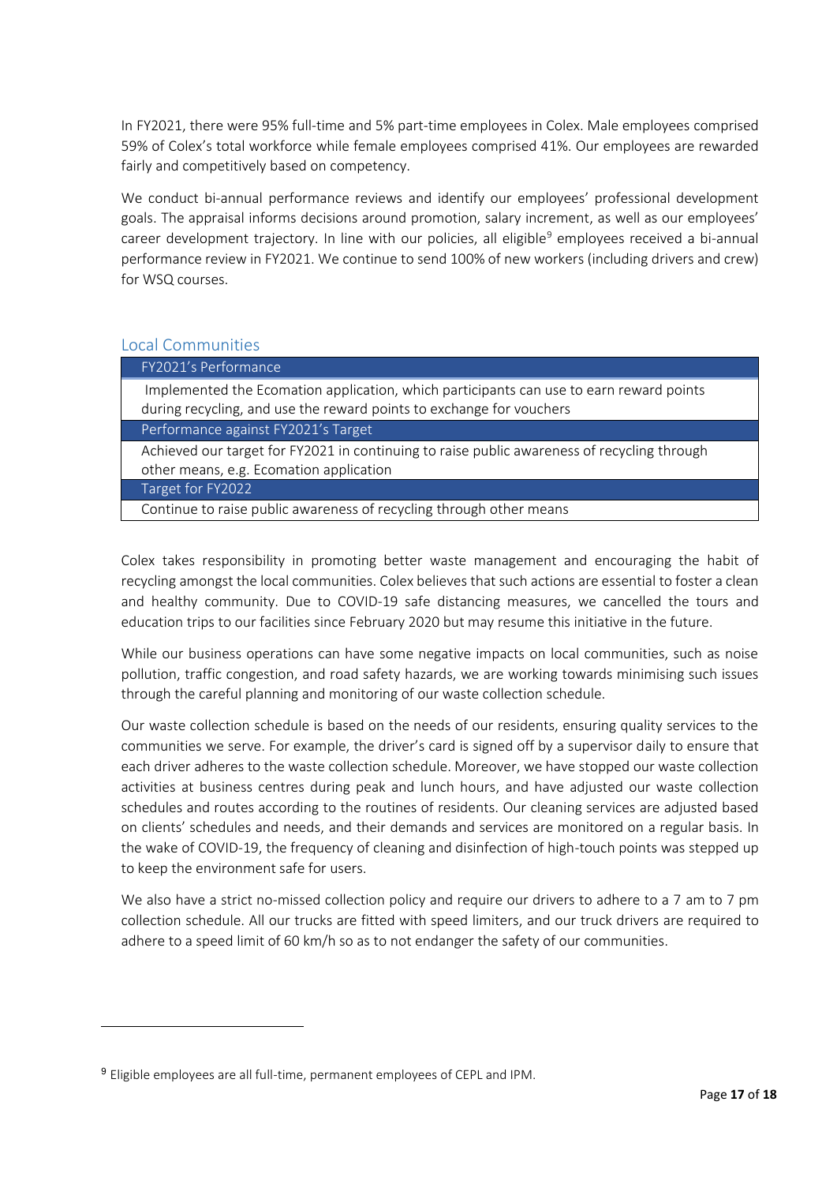In FY2021, there were 95% full-time and 5% part-time employees in Colex. Male employees comprised 59% of Colex's total workforce while female employees comprised 41%. Our employees are rewarded fairly and competitively based on competency.

We conduct bi-annual performance reviews and identify our employees' professional development goals. The appraisal informs decisions around promotion, salary increment, as well as our employees' career development trajectory. In line with our policies, all eligible[9] employees received a bi-annual performance review in FY2021. We continue to send 100% of new workers (including drivers and crew) for WSQ courses.

## Local Communities

| FY2021's Performance |
|---|
| Implemented the Ecomation application, which participants can use to earn reward points during recycling, and use the reward points to exchange for vouchers |
| **Performance against FY2021's Target** |
| Achieved our target for FY2021 in continuing to raise public awareness of recycling through other means, e.g. Ecomation application |
| **Target for FY2022** |
| Continue to raise public awareness of recycling through other means |

Colex takes responsibility in promoting better waste management and encouraging the habit of recycling amongst the local communities. Colex believes that such actions are essential to foster a clean and healthy community. Due to COVID-19 safe distancing measures, we cancelled the tours and education trips to our facilities since February 2020 but may resume this initiative in the future.

While our business operations can have some negative impacts on local communities, such as noise pollution, traffic congestion, and road safety hazards, we are working towards minimising such issues through the careful planning and monitoring of our waste collection schedule.

Our waste collection schedule is based on the needs of our residents, ensuring quality services to the communities we serve. For example, the driver's card is signed off by a supervisor daily to ensure that each driver adheres to the waste collection schedule. Moreover, we have stopped our waste collection activities at business centres during peak and lunch hours, and have adjusted our waste collection schedules and routes according to the routines of residents. Our cleaning services are adjusted based on clients' schedules and needs, and their demands and services are monitored on a regular basis. In the wake of COVID-19, the frequency of cleaning and disinfection of high-touch points was stepped up to keep the environment safe for users.

We also have a strict no-missed collection policy and require our drivers to adhere to a 7 am to 7 pm collection schedule. All our trucks are fitted with speed limiters, and our truck drivers are required to adhere to a speed limit of 60 km/h so as to not endanger the safety of our communities.

[9] Eligible employees are all full-time, permanent employees of CEPL and IPM.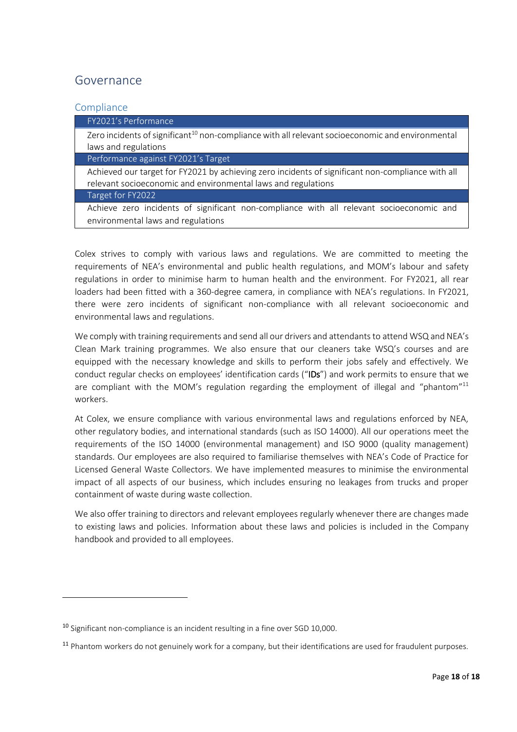# Governance

## Compliance

| FY2021's Performance |
|---|
| Zero incidents of significant[10] non-compliance with all relevant socioeconomic and environmental laws and regulations |
| **Performance against FY2021's Target** |
| Achieved our target for FY2021 by achieving zero incidents of significant non-compliance with all relevant socioeconomic and environmental laws and regulations |
| **Target for FY2022** |
| Achieve zero incidents of significant non-compliance with all relevant socioeconomic and environmental laws and regulations |

Colex strives to comply with various laws and regulations. We are committed to meeting the requirements of NEA's environmental and public health regulations, and MOM's labour and safety regulations in order to minimise harm to human health and the environment. For FY2021, all rear loaders had been fitted with a 360-degree camera, in compliance with NEA's regulations. In FY2021, there were zero incidents of significant non-compliance with all relevant socioeconomic and environmental laws and regulations.

We comply with training requirements and send all our drivers and attendants to attend WSQ and NEA's Clean Mark training programmes. We also ensure that our cleaners take WSQ's courses and are equipped with the necessary knowledge and skills to perform their jobs safely and effectively. We conduct regular checks on employees' identification cards ("**IDs**") and work permits to ensure that we are compliant with the MOM's regulation regarding the employment of illegal and "phantom"[11] workers.

At Colex, we ensure compliance with various environmental laws and regulations enforced by NEA, other regulatory bodies, and international standards (such as ISO 14000). All our operations meet the requirements of the ISO 14000 (environmental management) and ISO 9000 (quality management) standards. Our employees are also required to familiarise themselves with NEA's Code of Practice for Licensed General Waste Collectors. We have implemented measures to minimise the environmental impact of all aspects of our business, which includes ensuring no leakages from trucks and proper containment of waste during waste collection.

We also offer training to directors and relevant employees regularly whenever there are changes made to existing laws and policies. Information about these laws and policies is included in the Company handbook and provided to all employees.

---

[10] Significant non-compliance is an incident resulting in a fine over SGD 10,000.

[11] Phantom workers do not genuinely work for a company, but their identifications are used for fraudulent purposes.